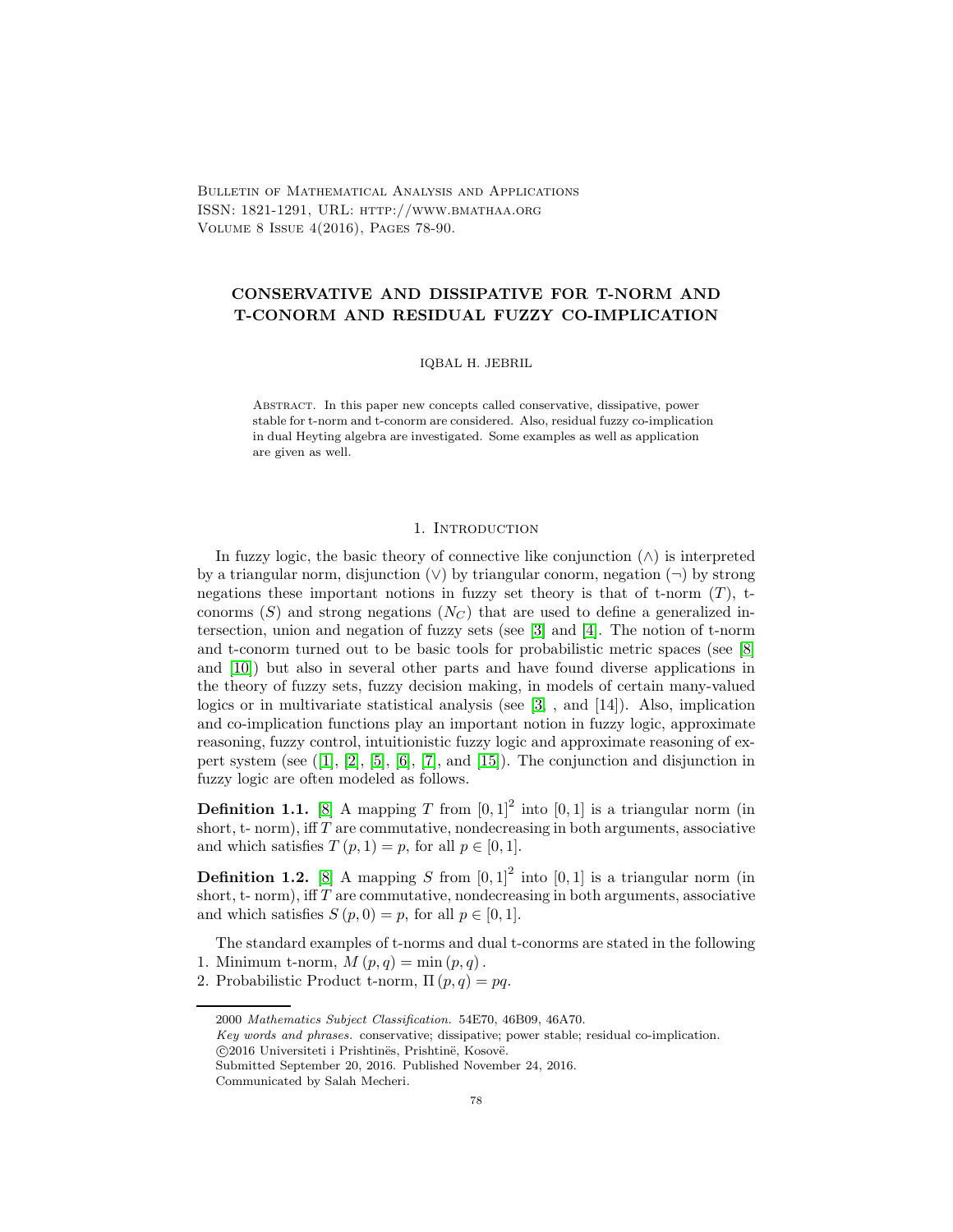# CONSERVATIVE AND DISSIPATIVE FOR T-NORM AND T-CONORM AND RESIDUAL FUZZY CO-IMPLICATION

IQBAL H. JEBRIL

Abstract. In this paper new concepts called conservative, dissipative, power stable for t-norm and t-conorm are considered. Also, residual fuzzy co-implication in dual Heyting algebra are investigated. Some examples as well as application are given as well.

## 1. Introduction

In fuzzy logic, the basic theory of connective like conjunction ($\wedge$) is interpreted by a triangular norm, disjunction ($\vee$) by triangular conorm, negation ($\neg$) by strong negations these important notions in fuzzy set theory is that of t-norm ($T$), t-conorms ($S$) and strong negations ($N_C$) that are used to define a generalized intersection, union and negation of fuzzy sets (see [3] and [4]. The notion of t-norm and t-conorm turned out to be basic tools for probabilistic metric spaces (see [8] and [10]) but also in several other parts and have found diverse applications in the theory of fuzzy sets, fuzzy decision making, in models of certain many-valued logics or in multivariate statistical analysis (see [3], , and [14]). Also, implication and co-implication functions play an important notion in fuzzy logic, approximate reasoning, fuzzy control, intuitionistic fuzzy logic and approximate reasoning of expert system (see ([1], [2], [5], [6], [7], and [15]). The conjunction and disjunction in fuzzy logic are often modeled as follows.

**Definition 1.1.** [8] A mapping $T$ from $[0,1]^2$ into $[0,1]$ is a triangular norm (in short, t- norm), iff $T$ are commutative, nondecreasing in both arguments, associative and which satisfies $T(p,1) = p$, for all $p \in [0,1]$.

**Definition 1.2.** [8] A mapping $S$ from $[0,1]^2$ into $[0,1]$ is a triangular norm (in short, t- norm), iff $T$ are commutative, nondecreasing in both arguments, associative and which satisfies $S(p,0) = p$, for all $p \in [0,1]$.

The standard examples of t-norms and dual t-conorms are stated in the following

1. Minimum t-norm, $M(p,q) = \min(p,q)$.
2. Probabilistic Product t-norm, $\Pi(p,q) = pq$.

---

2000 *Mathematics Subject Classification.* 54E70, 46B09, 46A70.

*Key words and phrases.* conservative; dissipative; power stable; residual co-implication.

©2016 Universiteti i Prishtinës, Prishtinë, Kosovë.

Submitted September 20, 2016. Published November 24, 2016.

Communicated by Salah Mecheri.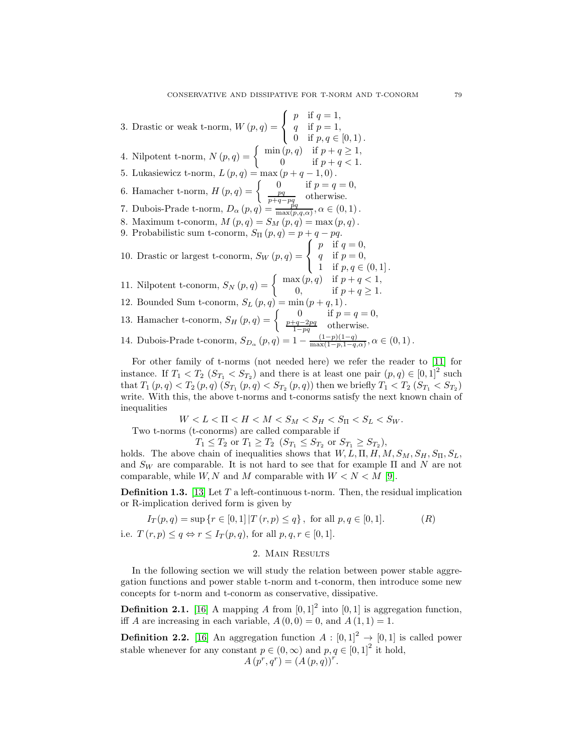3. Drastic or weak t-norm, $W(p,q) = \begin{cases} p & \text{if } q = 1, \\ q & \text{if } p = 1, \\ 0 & \text{if } p, q \in [0,1). \end{cases}$

4. Nilpotent t-norm, $N(p,q) = \begin{cases} \min(p,q) & \text{if } p + q \geq 1, \\ 0 & \text{if } p + q < 1. \end{cases}$

5. Lukasiewicz t-norm, $L(p,q) = \max(p + q - 1, 0)$.

6. Hamacher t-norm, $H(p,q) = \begin{cases} 0 & \text{if } p = q = 0, \\ \frac{pq}{p+q-pq} & \text{otherwise.} \end{cases}$

7. Dubois-Prade t-norm, $D_\alpha(p,q) = \frac{pq}{\max(p,q,\alpha)}, \alpha \in (0,1)$.

8. Maximum t-conorm, $M(p,q) = S_M(p,q) = \max(p,q)$.

9. Probabilistic sum t-conorm, $S_\Pi(p,q) = p + q - pq$.

10. Drastic or largest t-conorm, $S_W(p,q) = \begin{cases} p & \text{if } q = 0, \\ q & \text{if } p = 0, \\ 1 & \text{if } p, q \in (0,1]. \end{cases}$

11. Nilpotent t-conorm, $S_N(p,q) = \begin{cases} \max(p,q) & \text{if } p + q < 1, \\ 0, & \text{if } p + q \geq 1. \end{cases}$

12. Bounded Sum t-conorm, $S_L(p,q) = \min(p + q, 1)$.

13. Hamacher t-conorm, $S_H(p,q) = \begin{cases} 0 & \text{if } p = q = 0, \\ \frac{p+q-2pq}{1-pq} & \text{otherwise.} \end{cases}$

14. Dubois-Prade t-conorm, $S_{D_\alpha}(p,q) = 1 - \frac{(1-p)(1-q)}{\max(1-p,1-q,\alpha)}, \alpha \in (0,1)$.

For other family of t-norms (not needed here) we refer the reader to [11] for instance. If $T_1 < T_2$ ($S_{T_1} < S_{T_2}$) and there is at least one pair $(p,q) \in [0,1]^2$ such that $T_1(p,q) < T_2(p,q)$ ($S_{T_1}(p,q) < S_{T_2}(p,q)$) then we briefly $T_1 < T_2$ ($S_{T_1} < S_{T_2}$) write. With this, the above t-norms and t-conorms satisfy the next known chain of inequalities

$$W < L < \Pi < H < M < S_M < S_H < S_\Pi < S_L < S_W.$$

Two t-norms (t-conorms) are called comparable if

$$T_1 \leq T_2 \text{ or } T_1 \geq T_2 \ \ (S_{T_1} \leq S_{T_2} \text{ or } S_{T_1} \geq S_{T_2}),$$

holds. The above chain of inequalities shows that $W, L, \Pi, H, M, S_M, S_H, S_\Pi, S_L$, and $S_W$ are comparable. It is not hard to see that for example $\Pi$ and $N$ are not comparable, while $W, N$ and $M$ comparable with $W < N < M$ [9].

**Definition 1.3.** [13] Let $T$ a left-continuous t-norm. Then, the residual implication or R-implication derived form is given by

$$I_T(p,q) = \sup\{r \in [0,1] \,|T(r,p) \leq q\}, \text{ for all } p, q \in [0,1]. \qquad (R)$$

i.e. $T(r,p) \leq q \Leftrightarrow r \leq I_T(p,q)$, for all $p, q, r \in [0,1]$.

## 2. Main Results

In the following section we will study the relation between power stable aggregation functions and power stable t-norm and t-conorm, then introduce some new concepts for t-norm and t-conorm as conservative, dissipative.

**Definition 2.1.** [16] A mapping $A$ from $[0,1]^2$ into $[0,1]$ is aggregation function, iff $A$ are increasing in each variable, $A(0,0) = 0$, and $A(1,1) = 1$.

**Definition 2.2.** [16] An aggregation function $A : [0,1]^2 \to [0,1]$ is called power stable whenever for any constant $p \in (0,\infty)$ and $p, q \in [0,1]^2$ it hold,

$$A(p^r, q^r) = (A(p,q))^r.$$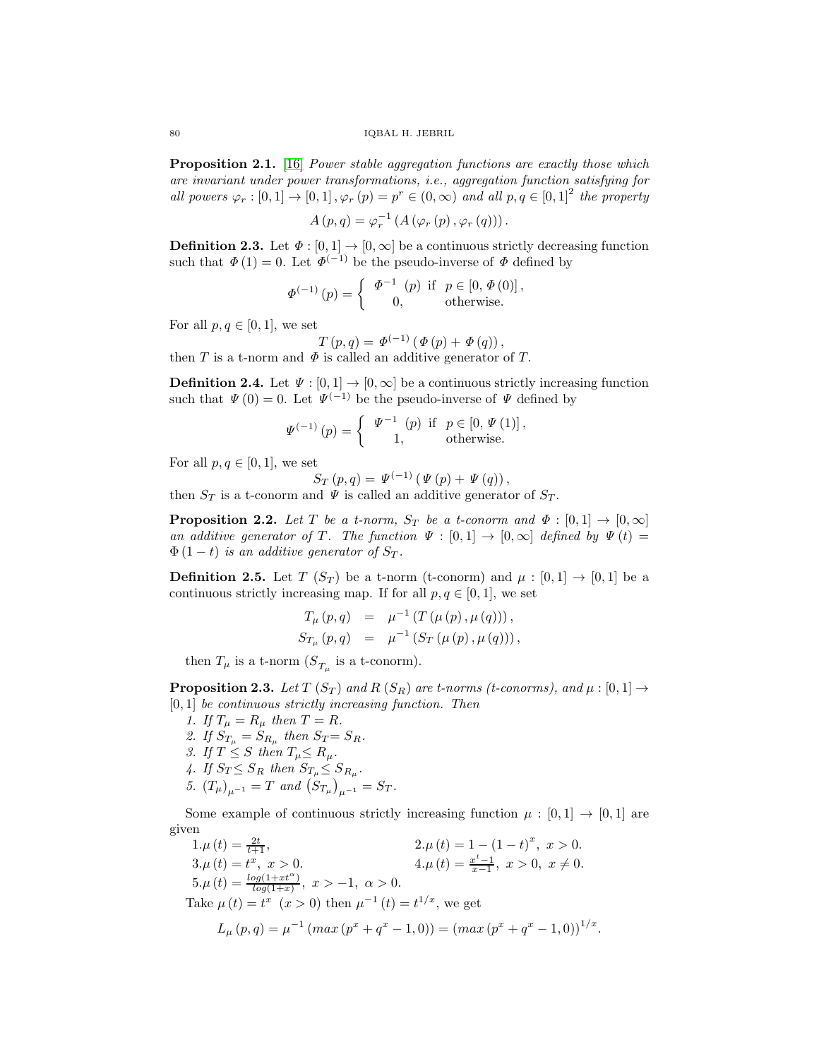**Proposition 2.1.** [16] *Power stable aggregation functions are exactly those which are invariant under power transformations, i.e., aggregation function satisfying for all powers $\varphi_r : [0,1] \to [0,1], \varphi_r(p) = p^r \in (0,\infty)$ and all $p,q \in [0,1]^2$ the property*

$$A(p,q) = \varphi_r^{-1}(A(\varphi_r(p), \varphi_r(q))).$$

**Definition 2.3.** Let $\Phi : [0,1] \to [0,\infty]$ be a continuous strictly decreasing function such that $\Phi(1) = 0$. Let $\Phi^{(-1)}$ be the pseudo-inverse of $\Phi$ defined by

$$\Phi^{(-1)}(p) = \begin{cases} \Phi^{-1}(p) & \text{if } p \in [0, \Phi(0)], \\ 0, & \text{otherwise.} \end{cases}$$

For all $p,q \in [0,1]$, we set

$$T(p,q) = \Phi^{(-1)}(\Phi(p) + \Phi(q)),$$

then $T$ is a t-norm and $\Phi$ is called an additive generator of $T$.

**Definition 2.4.** Let $\Psi : [0,1] \to [0,\infty]$ be a continuous strictly increasing function such that $\Psi(0) = 0$. Let $\Psi^{(-1)}$ be the pseudo-inverse of $\Psi$ defined by

$$\Psi^{(-1)}(p) = \begin{cases} \Psi^{-1}(p) & \text{if } p \in [0, \Psi(1)], \\ 1, & \text{otherwise.} \end{cases}$$

For all $p,q \in [0,1]$, we set

$$S_T(p,q) = \Psi^{(-1)}(\Psi(p) + \Psi(q)),$$

then $S_T$ is a t-conorm and $\Psi$ is called an additive generator of $S_T$.

**Proposition 2.2.** *Let $T$ be a t-norm, $S_T$ be a t-conorm and $\Phi : [0,1] \to [0,\infty]$ an additive generator of $T$. The function $\Psi : [0,1] \to [0,\infty]$ defined by $\Psi(t) = \Phi(1-t)$ is an additive generator of $S_T$.*

**Definition 2.5.** Let $T$ $(S_T)$ be a t-norm (t-conorm) and $\mu : [0,1] \to [0,1]$ be a continuous strictly increasing map. If for all $p,q \in [0,1]$, we set

$$\begin{aligned} T_\mu(p,q) &= \mu^{-1}(T(\mu(p), \mu(q))), \\ S_{T_\mu}(p,q) &= \mu^{-1}(S_T(\mu(p), \mu(q))), \end{aligned}$$

then $T_\mu$ is a t-norm ($S_{T_\mu}$ is a t-conorm).

**Proposition 2.3.** *Let $T$ $(S_T)$ and $R$ $(S_R)$ are t-norms (t-conorms), and $\mu : [0,1] \to [0,1]$ be continuous strictly increasing function. Then*

1. *If $T_\mu = R_\mu$ then $T = R$.*
2. *If $S_{T_\mu} = S_{R_\mu}$ then $S_T = S_R$.*
3. *If $T \le S$ then $T_\mu \le R_\mu$.*
4. *If $S_T \le S_R$ then $S_{T_\mu} \le S_{R_\mu}$.*
5. *$(T_\mu)_{\mu^{-1}} = T$ and $(S_{T_\mu})_{\mu^{-1}} = S_T$.*

Some example of continuous strictly increasing function $\mu : [0,1] \to [0,1]$ are given

1. $\mu(t) = \frac{2t}{t+1}$,
2. $\mu(t) = 1 - (1-t)^x, \ x > 0$.
3. $\mu(t) = t^x, \ x > 0$.
4. $\mu(t) = \frac{x^t - 1}{x - 1}, \ x > 0, \ x \neq 0$.
5. $\mu(t) = \frac{\log(1 + x t^\alpha)}{\log(1+x)}, \ x > -1, \ \alpha > 0$.

Take $\mu(t) = t^x$ $(x > 0)$ then $\mu^{-1}(t) = t^{1/x}$, we get

$$L_\mu(p,q) = \mu^{-1}(\max(p^x + q^x - 1, 0)) = (\max(p^x + q^x - 1, 0))^{1/x}.$$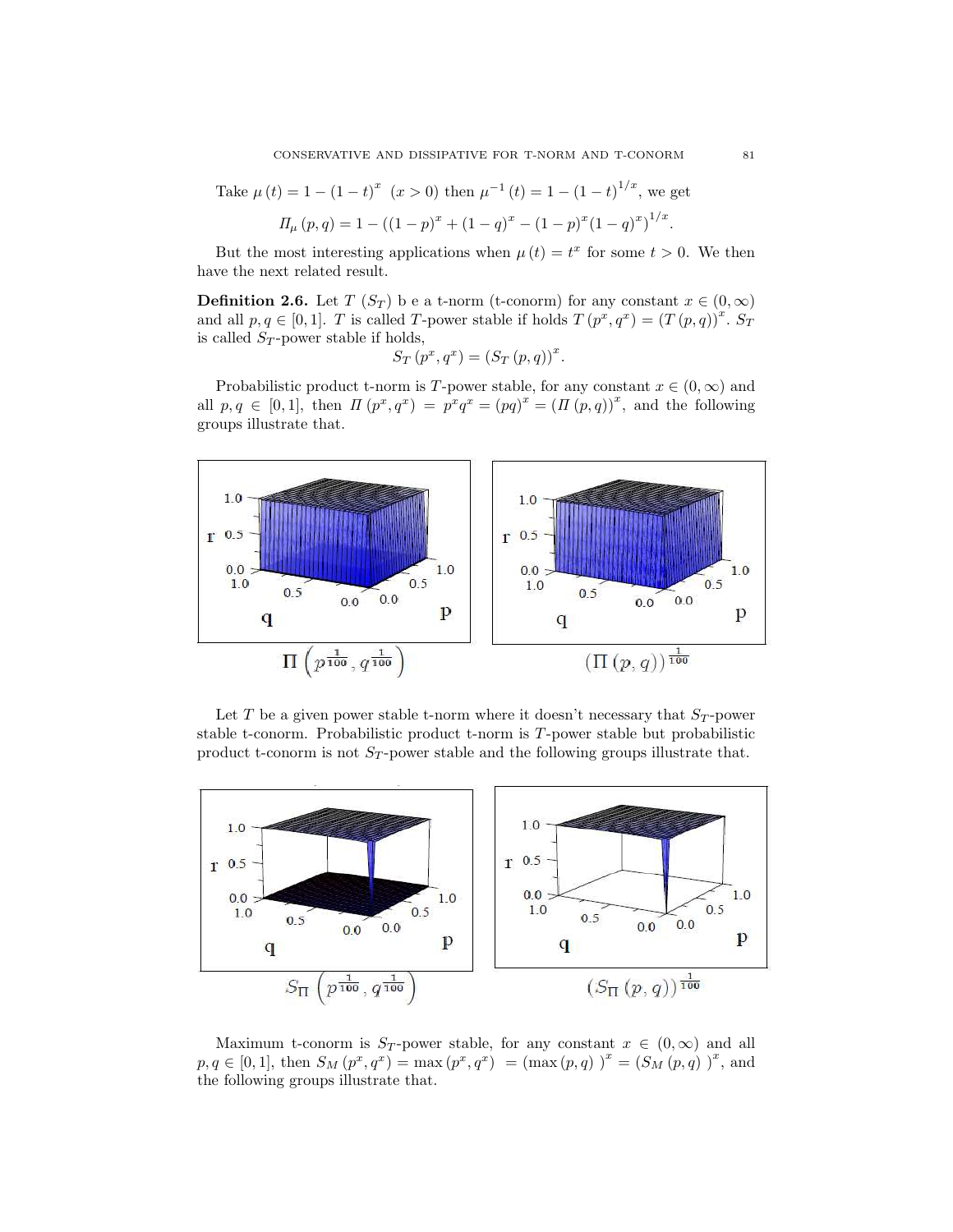Take $\mu(t) = 1 - (1-t)^x$ $(x > 0)$ then $\mu^{-1}(t) = 1 - (1-t)^{1/x}$, we get

$$\Pi_\mu(p,q) = 1 - \left((1-p)^x + (1-q)^x - (1-p)^x(1-q)^x\right)^{1/x}.$$

But the most interesting applications when $\mu(t) = t^x$ for some $t > 0$. We then have the next related result.

**Definition 2.6.** Let $T$ $(S_T)$ b e a t-norm (t-conorm) for any constant $x \in (0, \infty)$ and all $p, q \in [0,1]$. $T$ is called $T$-power stable if holds $T(p^x, q^x) = (T(p,q))^x$. $S_T$ is called $S_T$-power stable if holds,

$$S_T(p^x, q^x) = (S_T(p,q))^x.$$

Probabilistic product t-norm is $T$-power stable, for any constant $x \in (0, \infty)$ and all $p, q \in [0,1]$, then $\Pi(p^x, q^x) = p^x q^x = (pq)^x = (\Pi(p,q))^x$, and the following groups illustrate that.

$\Pi\left(p^{\frac{1}{100}}, q^{\frac{1}{100}}\right)$ $\qquad$ $(\Pi(p,q))^{\frac{1}{100}}$

Let $T$ be a given power stable t-norm where it doesn't necessary that $S_T$-power stable t-conorm. Probabilistic product t-norm is $T$-power stable but probabilistic product t-conorm is not $S_T$-power stable and the following groups illustrate that.

$S_\Pi\left(p^{\frac{1}{100}}, q^{\frac{1}{100}}\right)$ $\qquad$ $(S_\Pi(p,q))^{\frac{1}{100}}$

Maximum t-conorm is $S_T$-power stable, for any constant $x \in (0, \infty)$ and all $p, q \in [0,1]$, then $S_M(p^x, q^x) = \max(p^x, q^x) = (\max(p,q))^x = (S_M(p,q))^x$, and the following groups illustrate that.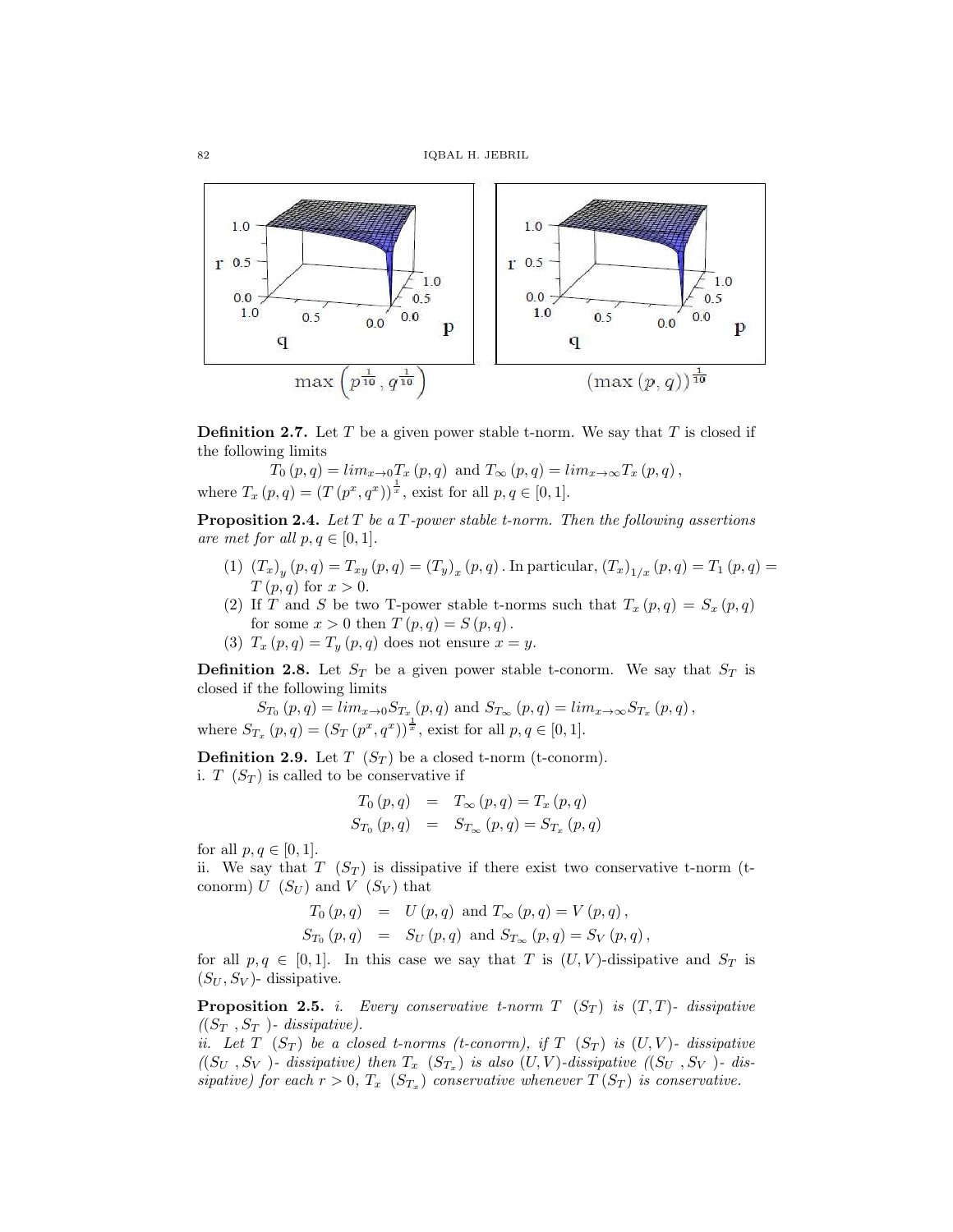$\max\left(p^{\frac{1}{10}}, q^{\frac{1}{10}}\right)$ $\qquad$ $(\max(p,q))^{\frac{1}{10}}$

**Definition 2.7.** Let $T$ be a given power stable t-norm. We say that $T$ is closed if the following limits

$$T_0(p,q) = lim_{x\to 0}T_x(p,q) \text{ and } T_\infty(p,q) = lim_{x\to\infty}T_x(p,q),$$

where $T_x(p,q) = (T(p^x,q^x))^{\frac{1}{x}}$, exist for all $p,q \in [0,1]$.

**Proposition 2.4.** *Let $T$ be a $T$-power stable t-norm. Then the following assertions are met for all $p,q \in [0,1]$.*

1. $(T_x)_y(p,q) = T_{xy}(p,q) = (T_y)_x(p,q)$. In particular, $(T_x)_{1/x}(p,q) = T_1(p,q) = T(p,q)$ for $x > 0$.
2. If $T$ and $S$ be two T-power stable t-norms such that $T_x(p,q) = S_x(p,q)$ for some $x > 0$ then $T(p,q) = S(p,q)$.
3. $T_x(p,q) = T_y(p,q)$ does not ensure $x = y$.

**Definition 2.8.** Let $S_T$ be a given power stable t-conorm. We say that $S_T$ is closed if the following limits

$$S_{T_0}(p,q) = lim_{x\to 0}S_{T_x}(p,q) \text{ and } S_{T_\infty}(p,q) = lim_{x\to\infty}S_{T_x}(p,q),$$

where $S_{T_x}(p,q) = (S_T(p^x,q^x))^{\frac{1}{x}}$, exist for all $p,q \in [0,1]$.

**Definition 2.9.** Let $T$ $(S_T)$ be a closed t-norm (t-conorm).
i. $T$ $(S_T)$ is called to be conservative if

$$\begin{aligned} T_0(p,q) &= T_\infty(p,q) = T_x(p,q) \\ S_{T_0}(p,q) &= S_{T_\infty}(p,q) = S_{T_x}(p,q) \end{aligned}$$

for all $p,q \in [0,1]$.
ii. We say that $T$ $(S_T)$ is dissipative if there exist two conservative t-norm (t-conorm) $U$ $(S_U)$ and $V$ $(S_V)$ that

$$\begin{aligned} T_0(p,q) &= U(p,q) \text{ and } T_\infty(p,q) = V(p,q), \\ S_{T_0}(p,q) &= S_U(p,q) \text{ and } S_{T_\infty}(p,q) = S_V(p,q), \end{aligned}$$

for all $p,q \in [0,1]$. In this case we say that $T$ is $(U,V)$-dissipative and $S_T$ is $(S_U,S_V)$- dissipative.

**Proposition 2.5.** *i. Every conservative t-norm $T$ $(S_T)$ is $(T,T)$- dissipative $((S_T\ ,S_T\ )$- dissipative).*
*ii. Let $T$ $(S_T)$ be a closed t-norms (t-conorm), if $T$ $(S_T)$ is $(U,V)$- dissipative $((S_U\ ,S_V\ )$- dissipative) then $T_x$ $(S_{T_x})$ is also $(U,V)$-dissipative $((S_U\ ,S_V\ )$- dissipative) for each $r > 0$, $T_x$ $(S_{T_x})$ conservative whenever $T\,(S_T)$ is conservative.*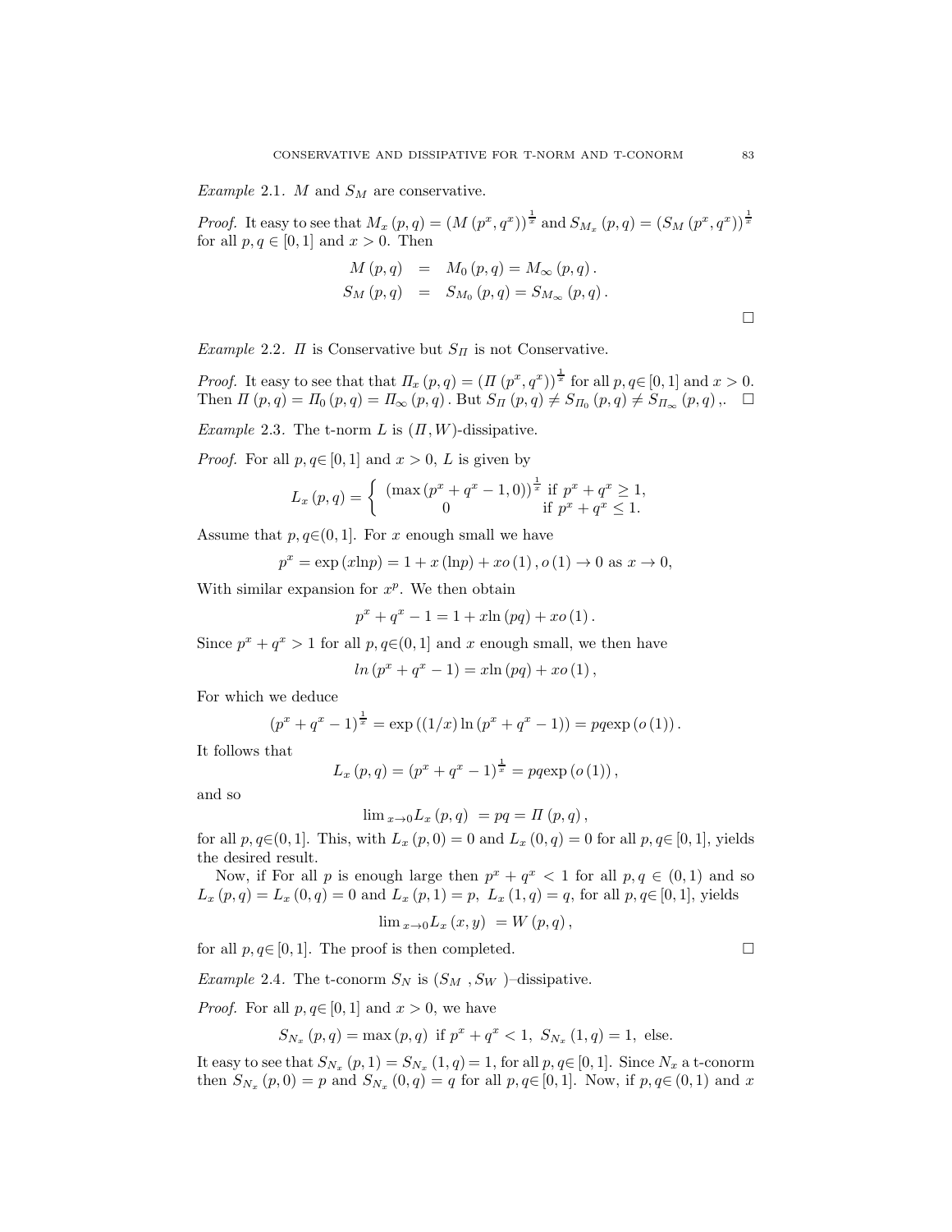*Example* 2.1. $M$ and $S_M$ are conservative.

*Proof.* It easy to see that $M_x(p,q) = (M(p^x,q^x))^{\frac{1}{x}}$ and $S_{M_x}(p,q) = (S_M(p^x,q^x))^{\frac{1}{x}}$ for all $p,q \in [0,1]$ and $x > 0$. Then

$$\begin{aligned} M(p,q) &= M_0(p,q) = M_\infty(p,q). \\ S_M(p,q) &= S_{M_0}(p,q) = S_{M_\infty}(p,q). \end{aligned}$$

□

*Example* 2.2. $\Pi$ is Conservative but $S_\Pi$ is not Conservative.

*Proof.* It easy to see that that $\Pi_x(p,q) = (\Pi(p^x,q^x))^{\frac{1}{x}}$ for all $p,q \in [0,1]$ and $x > 0$. Then $\Pi(p,q) = \Pi_0(p,q) = \Pi_\infty(p,q)$. But $S_\Pi(p,q) \neq S_{\Pi_0}(p,q) \neq S_{\Pi_\infty}(p,q)$,. □

*Example* 2.3. The t-norm $L$ is $(\Pi, W)$-dissipative.

*Proof.* For all $p,q \in [0,1]$ and $x > 0$, $L$ is given by

$$L_x(p,q) = \begin{cases} (\max(p^x + q^x - 1, 0))^{\frac{1}{x}} & \text{if } p^x + q^x \geq 1, \\ 0 & \text{if } p^x + q^x \leq 1. \end{cases}$$

Assume that $p,q \in (0,1]$. For $x$ enough small we have

$$p^x = \exp(x \ln p) = 1 + x(\ln p) + xo(1), o(1) \to 0 \text{ as } x \to 0,$$

With similar expansion for $x^p$. We then obtain

$$p^x + q^x - 1 = 1 + x \ln(pq) + xo(1).$$

Since $p^x + q^x > 1$ for all $p,q \in (0,1]$ and $x$ enough small, we then have

$$ln(p^x + q^x - 1) = x \ln(pq) + xo(1),$$

For which we deduce

$$(p^x + q^x - 1)^{\frac{1}{x}} = \exp((1/x)\ln(p^x + q^x - 1)) = pq \exp(o(1)).$$

It follows that

$$L_x(p,q) = (p^x + q^x - 1)^{\frac{1}{x}} = pq \exp(o(1)),$$

and so

$$\lim_{x \to 0} L_x(p,q) = pq = \Pi(p,q),$$

for all $p,q \in (0,1]$. This, with $L_x(p,0) = 0$ and $L_x(0,q) = 0$ for all $p,q \in [0,1]$, yields the desired result.

Now, if For all $p$ is enough large then $p^x + q^x < 1$ for all $p,q \in (0,1)$ and so $L_x(p,q) = L_x(0,q) = 0$ and $L_x(p,1) = p$, $L_x(1,q) = q$, for all $p,q \in [0,1]$, yields

$$\lim_{x \to 0} L_x(x,y) = W(p,q),$$

for all $p,q \in [0,1]$. The proof is then completed. □

*Example* 2.4. The t-conorm $S_N$ is $(S_M, S_W)$–dissipative.

*Proof.* For all $p,q \in [0,1]$ and $x > 0$, we have

$$S_{N_x}(p,q) = \max(p,q) \text{ if } p^x + q^x < 1, \; S_{N_x}(1,q) = 1, \text{ else}.$$

It easy to see that $S_{N_x}(p,1) = S_{N_x}(1,q) = 1$, for all $p,q \in [0,1]$. Since $N_x$ a t-conorm then $S_{N_x}(p,0) = p$ and $S_{N_x}(0,q) = q$ for all $p,q \in [0,1]$. Now, if $p,q \in (0,1)$ and $x$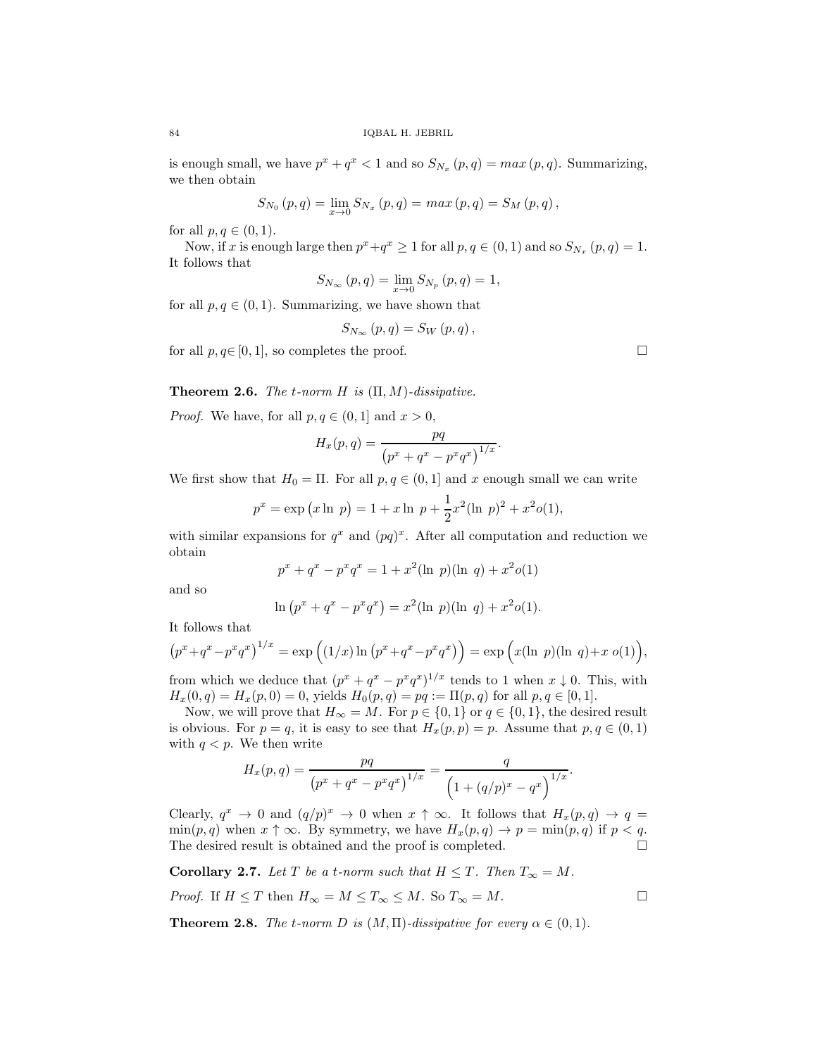is enough small, we have $p^x + q^x < 1$ and so $S_{N_x}(p,q) = max(p,q)$. Summarizing, we then obtain

$$S_{N_0}(p,q) = \lim_{x\to 0} S_{N_x}(p,q) = max(p,q) = S_M(p,q),$$

for all $p, q \in (0,1)$.

Now, if $x$ is enough large then $p^x + q^x \geq 1$ for all $p, q \in (0,1)$ and so $S_{N_x}(p,q) = 1$. It follows that

$$S_{N_\infty}(p,q) = \lim_{x\to 0} S_{N_p}(p,q) = 1,$$

for all $p, q \in (0,1)$. Summarizing, we have shown that

$$S_{N_\infty}(p,q) = S_W(p,q),$$

for all $p, q \in [0,1]$, so completes the proof. □

**Theorem 2.6.** *The t-norm $H$ is $(\Pi, M)$-dissipative.*

*Proof.* We have, for all $p, q \in (0,1]$ and $x > 0$,

$$H_x(p,q) = \frac{pq}{\left(p^x + q^x - p^x q^x\right)^{1/x}}.$$

We first show that $H_0 = \Pi$. For all $p, q \in (0,1]$ and $x$ enough small we can write

$$p^x = \exp\left(x \ln\ p\right) = 1 + x \ln\ p + \frac{1}{2}x^2(\ln\ p)^2 + x^2 o(1),$$

with similar expansions for $q^x$ and $(pq)^x$. After all computation and reduction we obtain

$$p^x + q^x - p^x q^x = 1 + x^2(\ln\ p)(\ln\ q) + x^2 o(1)$$

and so

$$\ln\left(p^x + q^x - p^x q^x\right) = x^2(\ln\ p)(\ln\ q) + x^2 o(1).$$

It follows that

$$\left(p^x + q^x - p^x q^x\right)^{1/x} = \exp\Big((1/x)\ln\left(p^x + q^x - p^x q^x\right)\Big) = \exp\Big(x(\ln\ p)(\ln\ q) + x\ o(1)\Big),$$

from which we deduce that $(p^x + q^x - p^x q^x)^{1/x}$ tends to 1 when $x \downarrow 0$. This, with $H_x(0,q) = H_x(p,0) = 0$, yields $H_0(p,q) = pq := \Pi(p,q)$ for all $p, q \in [0,1]$.

Now, we will prove that $H_\infty = M$. For $p \in \{0,1\}$ or $q \in \{0,1\}$, the desired result is obvious. For $p = q$, it is easy to see that $H_x(p,p) = p$. Assume that $p, q \in (0,1)$ with $q < p$. We then write

$$H_x(p,q) = \frac{pq}{\left(p^x + q^x - p^x q^x\right)^{1/x}} = \frac{q}{\left(1 + (q/p)^x - q^x\right)^{1/x}}.$$

Clearly, $q^x \to 0$ and $(q/p)^x \to 0$ when $x \uparrow \infty$. It follows that $H_x(p,q) \to q = \min(p,q)$ when $x \uparrow \infty$. By symmetry, we have $H_x(p,q) \to p = \min(p,q)$ if $p < q$. The desired result is obtained and the proof is completed. □

**Corollary 2.7.** *Let $T$ be a t-norm such that $H \leq T$. Then $T_\infty = M$.*

*Proof.* If $H \leq T$ then $H_\infty = M \leq T_\infty \leq M$. So $T_\infty = M$. □

**Theorem 2.8.** *The t-norm $D$ is $(M, \Pi)$-dissipative for every $\alpha \in (0,1)$.*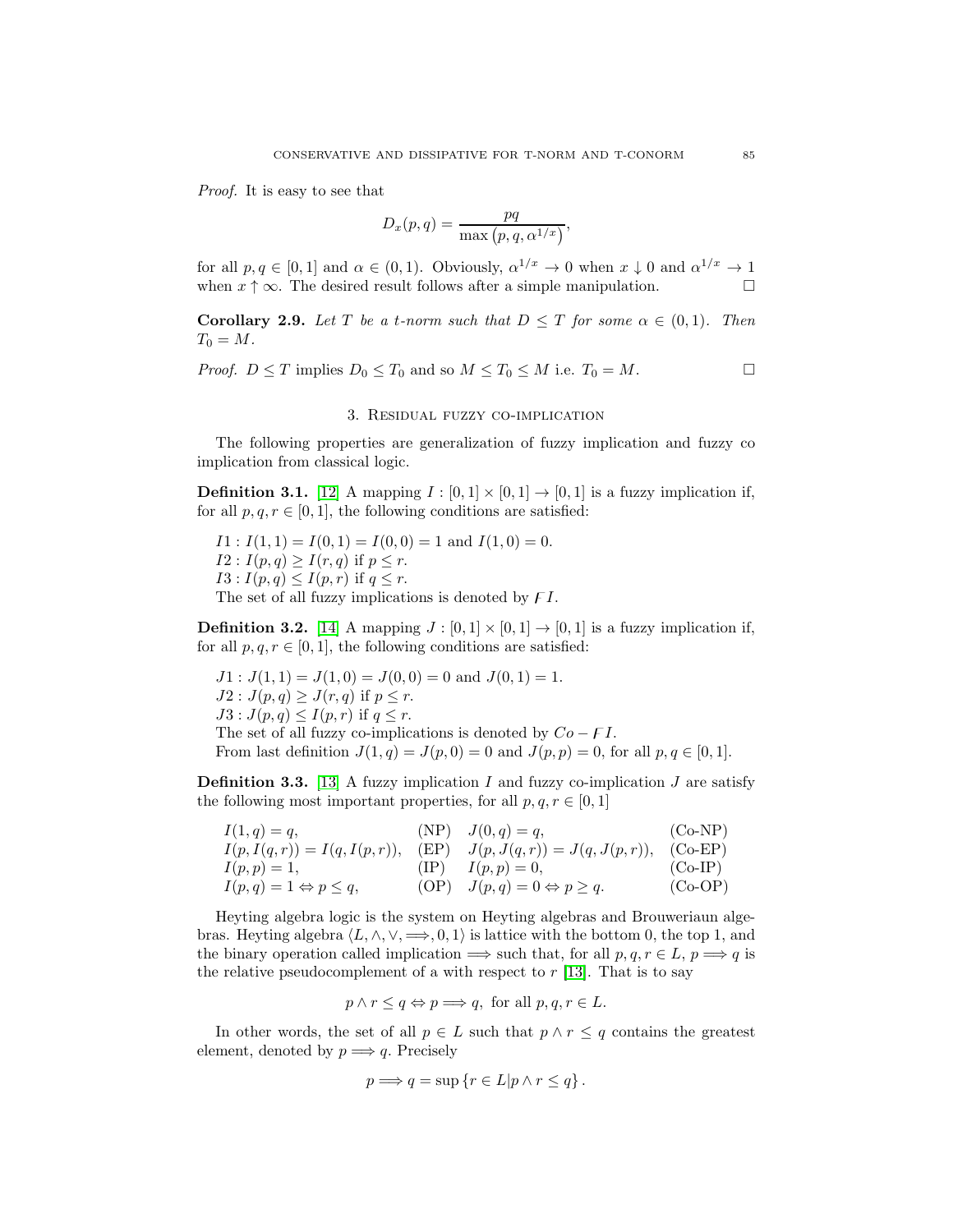*Proof.* It is easy to see that

$$D_x(p,q) = \frac{pq}{\max\left(p,q,\alpha^{1/x}\right)},$$

for all $p, q \in [0,1]$ and $\alpha \in (0,1)$. Obviously, $\alpha^{1/x} \to 0$ when $x \downarrow 0$ and $\alpha^{1/x} \to 1$ when $x \uparrow \infty$. The desired result follows after a simple manipulation. $\square$

**Corollary 2.9.** *Let $T$ be a t-norm such that $D \leq T$ for some $\alpha \in (0,1)$. Then $T_0 = M$.*

*Proof.* $D \leq T$ implies $D_0 \leq T_0$ and so $M \leq T_0 \leq M$ i.e. $T_0 = M$. $\square$

## 3. Residual fuzzy co-implication

The following properties are generalization of fuzzy implication and fuzzy co implication from classical logic.

**Definition 3.1.** [12] A mapping $I : [0,1] \times [0,1] \to [0,1]$ is a fuzzy implication if, for all $p, q, r \in [0,1]$, the following conditions are satisfied:

$I1 : I(1,1) = I(0,1) = I(0,0) = 1$ and $I(1,0) = 0$.
$I2 : I(p,q) \geq I(r,q)$ if $p \leq r$.
$I3 : I(p,q) \leq I(p,r)$ if $q \leq r$.
The set of all fuzzy implications is denoted by $\digamma I$.

**Definition 3.2.** [14] A mapping $J : [0,1] \times [0,1] \to [0,1]$ is a fuzzy implication if, for all $p, q, r \in [0,1]$, the following conditions are satisfied:

$J1 : J(1,1) = J(1,0) = J(0,0) = 0$ and $J(0,1) = 1$.
$J2 : J(p,q) \geq J(r,q)$ if $p \leq r$.
$J3 : J(p,q) \leq I(p,r)$ if $q \leq r$.
The set of all fuzzy co-implications is denoted by $Co - \digamma I$.
From last definition $J(1,q) = J(p,0) = 0$ and $J(p,p) = 0$, for all $p, q \in [0,1]$.

**Definition 3.3.** [13] A fuzzy implication $I$ and fuzzy co-implication $J$ are satisfy the following most important properties, for all $p, q, r \in [0,1]$

| | | | |
|---|---|---|---|
| $I(1,q) = q,$ | (NP) | $J(0,q) = q,$ | (Co-NP) |
| $I(p, I(q,r)) = I(q, I(p,r)),$ | (EP) | $J(p, J(q,r)) = J(q, J(p,r)),$ | (Co-EP) |
| $I(p,p) = 1,$ | (IP) | $I(p,p) = 0,$ | (Co-IP) |
| $I(p,q) = 1 \Leftrightarrow p \leq q,$ | (OP) | $J(p,q) = 0 \Leftrightarrow p \geq q.$ | (Co-OP) |

Heyting algebra logic is the system on Heyting algebras and Broweriaun algebras. Heyting algebra $\langle L, \wedge, \vee, \Longrightarrow, 0, 1\rangle$ is lattice with the bottom 0, the top 1, and the binary operation called implication $\Longrightarrow$ such that, for all $p, q, r \in L$, $p \Longrightarrow q$ is the relative pseudocomplement of a with respect to $r$ [13]. That is to say

$$p \wedge r \leq q \Leftrightarrow p \Longrightarrow q, \text{ for all } p, q, r \in L.$$

In other words, the set of all $p \in L$ such that $p \wedge r \leq q$ contains the greatest element, denoted by $p \Longrightarrow q$. Precisely

$$p \Longrightarrow q = \sup\left\{r \in L | p \wedge r \leq q\right\}.$$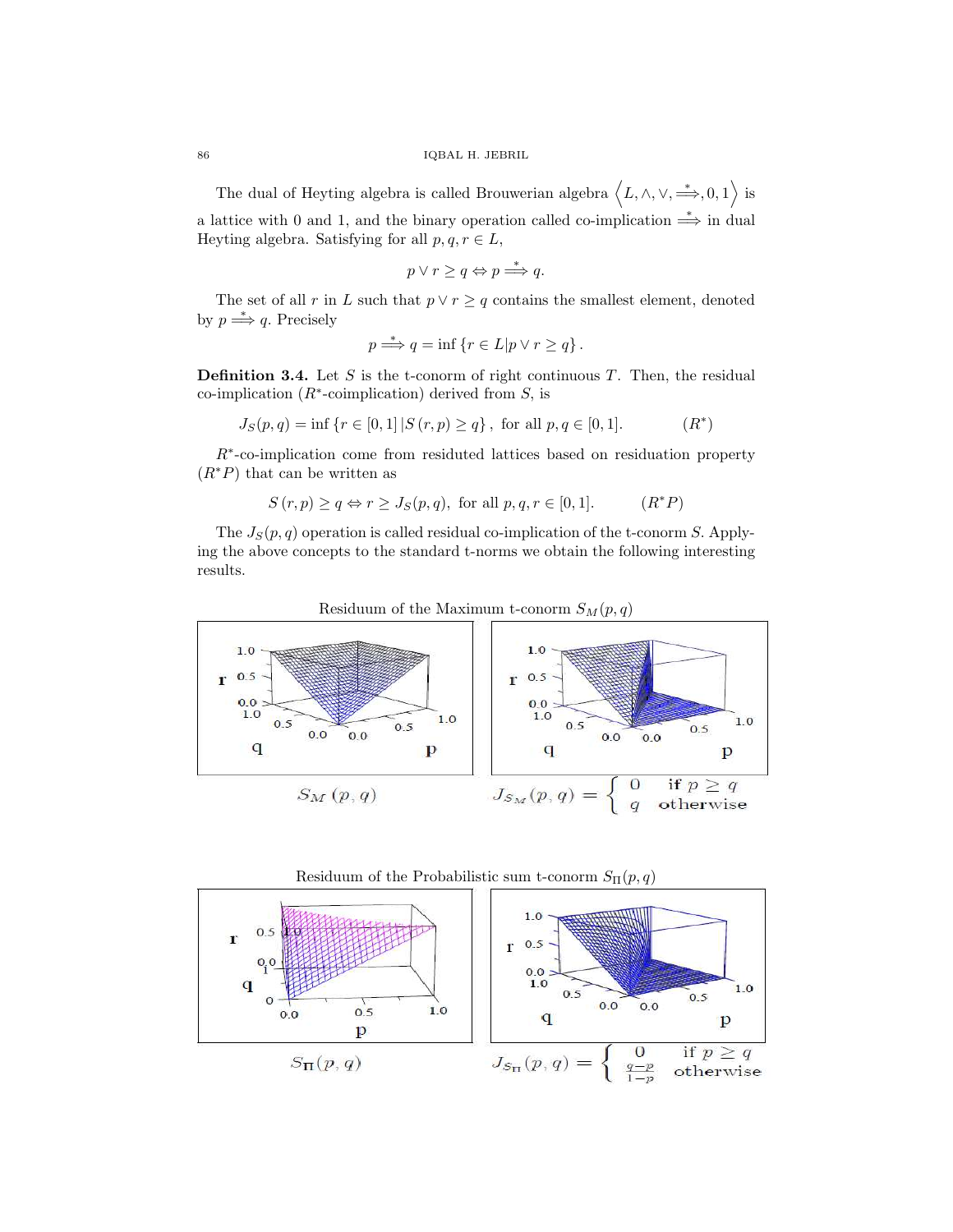The dual of Heyting algebra is called Brouwerian algebra $\left\langle L, \wedge, \vee, \stackrel{*}{\Longrightarrow}, 0, 1\right\rangle$ is a lattice with 0 and 1, and the binary operation called co-implication $\stackrel{*}{\Longrightarrow}$ in dual Heyting algebra. Satisfying for all $p, q, r \in L$,

$$p \vee r \geq q \Leftrightarrow p \stackrel{*}{\Longrightarrow} q.$$

The set of all $r$ in $L$ such that $p \vee r \geq q$ contains the smallest element, denoted by $p \stackrel{*}{\Longrightarrow} q$. Precisely

$$p \stackrel{*}{\Longrightarrow} q = \inf \{r \in L | p \vee r \geq q\}.$$

**Definition 3.4.** Let $S$ is the t-conorm of right continuous $T$. Then, the residual co-implication ($R^*$-coimplication) derived from $S$, is

$$J_S(p,q) = \inf \{r \in [0,1] \,|S(r,p) \geq q\}, \text{ for all } p, q \in [0,1]. \qquad (R^*)$$

$R^*$-co-implication come from residuted lattices based on residuation property ($R^*P$) that can be written as

$$S(r,p) \geq q \Leftrightarrow r \geq J_S(p,q), \text{ for all } p, q, r \in [0,1]. \qquad (R^*P)$$

The $J_S(p,q)$ operation is called residual co-implication of the t-conorm $S$. Applying the above concepts to the standard t-norms we obtain the following interesting results.

Residuum of the Maximum t-conorm $S_M(p,q)$

$S_M(p,q)$

$$J_{S_M}(p,q) = \begin{cases} 0 & \text{if } p \geq q \\ q & \text{otherwise} \end{cases}$$

Residuum of the Probabilistic sum t-conorm $S_\Pi(p,q)$

$S_\Pi(p,q)$

$$J_{S_\Pi}(p,q) = \begin{cases} 0 & \text{if } p \geq q \\ \frac{q-p}{1-p} & \text{otherwise} \end{cases}$$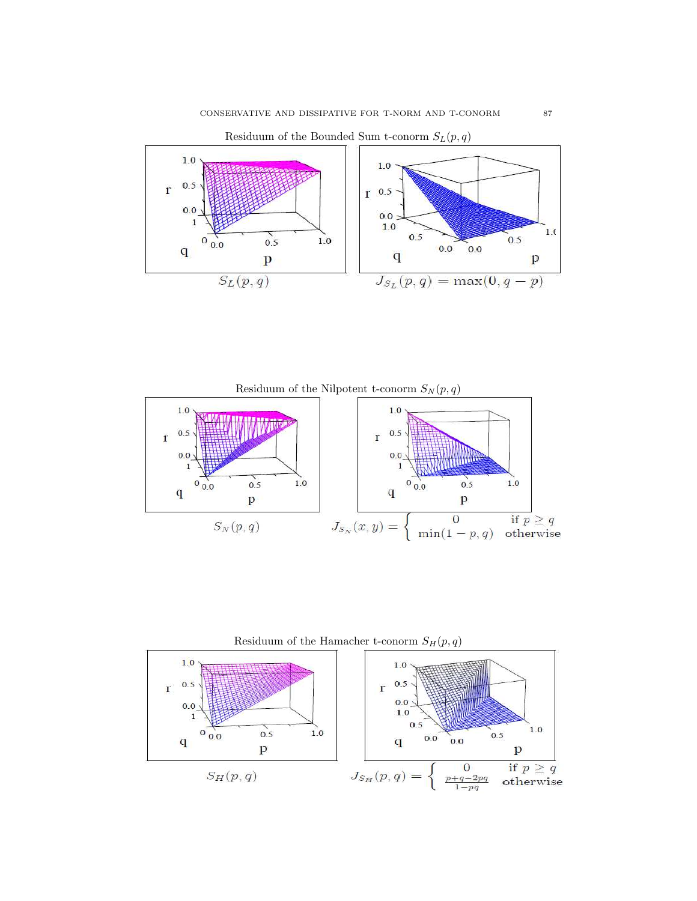Residuum of the Bounded Sum t-conorm $S_L(p, q)$

$S_L(p, q)$ $\quad$ $J_{S_L}(p, q) = \max(0, q - p)$

Residuum of the Nilpotent t-conorm $S_N(p, q)$

$S_N(p, q)$ $\quad$ $J_{S_N}(x, y) = \begin{cases} 0 & \text{if } p \geq q \\ \min(1 - p, q) & \text{otherwise} \end{cases}$

Residuum of the Hamacher t-conorm $S_H(p, q)$

$S_H(p, q)$ $\quad$ $J_{S_H}(p, q) = \begin{cases} 0 & \text{if } p \geq q \\ \frac{p+q-2pq}{1-pq} & \text{otherwise} \end{cases}$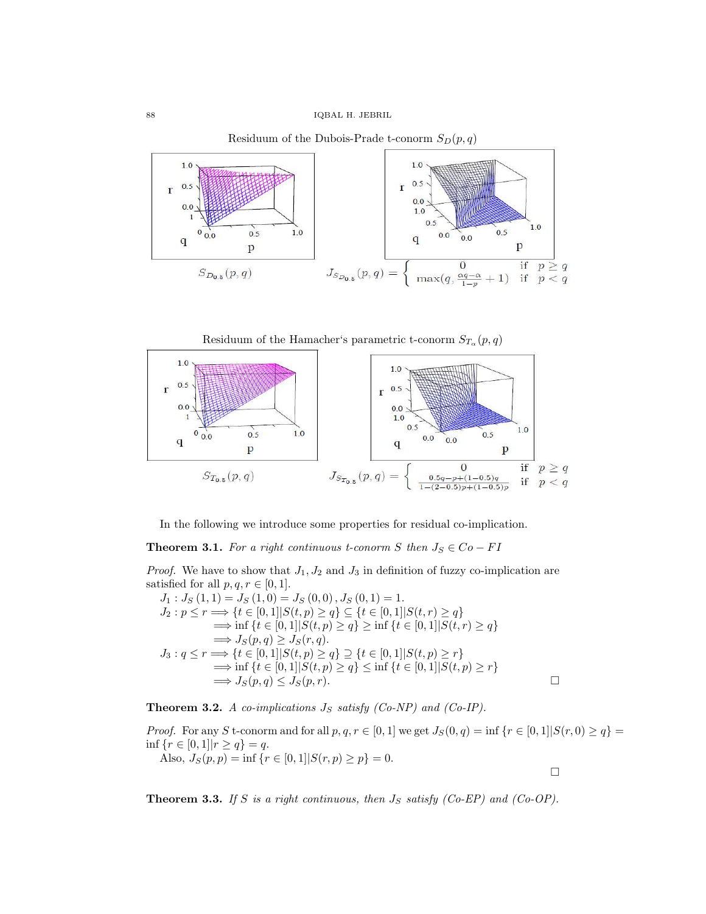Residuum of the Dubois-Prade t-conorm $S_D(p,q)$

$S_{D_{0.5}}(p,q)$ $\qquad J_{S_{D_{0.5}}}(p,q) = \begin{cases} 0 & \text{if} \quad p \geq q \\ \max(q, \frac{\alpha q - \alpha}{1-p} + 1) & \text{if} \quad p < q \end{cases}$

Residuum of the Hamacher's parametric t-conorm $S_{T_\alpha}(p,q)$

$S_{T_{0.5}}(p,q)$ $\qquad J_{S_{T_{0.5}}}(p,q) = \begin{cases} 0 & \text{if} \quad p \geq q \\ \frac{0.5q - p + (1-0.5)q}{1-(2-0.5)p+(1-0.5)p} & \text{if} \quad p < q \end{cases}$

In the following we introduce some properties for residual co-implication.

**Theorem 3.1.** *For a right continuous t-conorm $S$ then $J_S \in Co-FI$*

*Proof.* We have to show that $J_1, J_2$ and $J_3$ in definition of fuzzy co-implication are satisfied for all $p,q,r \in [0,1]$.

$J_1 : J_S(1,1) = J_S(1,0) = J_S(0,0), J_S(0,1) = 1.$

$J_2 : p \leq r \Longrightarrow \{t \in [0,1] | S(t,p) \geq q\} \subseteq \{t \in [0,1] | S(t,r) \geq q\}$
$\Longrightarrow \inf\{t \in [0,1] | S(t,p) \geq q\} \geq \inf\{t \in [0,1] | S(t,r) \geq q\}$
$\Longrightarrow J_S(p,q) \geq J_S(r,q).$

$J_3 : q \leq r \Longrightarrow \{t \in [0,1] | S(t,p) \geq q\} \supseteq \{t \in [0,1] | S(t,p) \geq r\}$
$\Longrightarrow \inf\{t \in [0,1] | S(t,p) \geq q\} \leq \inf\{t \in [0,1] | S(t,p) \geq r\}$
$\Longrightarrow J_S(p,q) \leq J_S(p,r).$ □

**Theorem 3.2.** *A co-implications $J_S$ satisfy (Co-NP) and (Co-IP).*

*Proof.* For any $S$ t-conorm and for all $p,q,r \in [0,1]$ we get $J_S(0,q) = \inf\{r \in [0,1] | S(r,0) \geq q\} = \inf\{r \in [0,1] | r \geq q\} = q$.

Also, $J_S(p,p) = \inf\{r \in [0,1] | S(r,p) \geq p\} = 0$.

□

**Theorem 3.3.** *If $S$ is a right continuous, then $J_S$ satisfy (Co-EP) and (Co-OP).*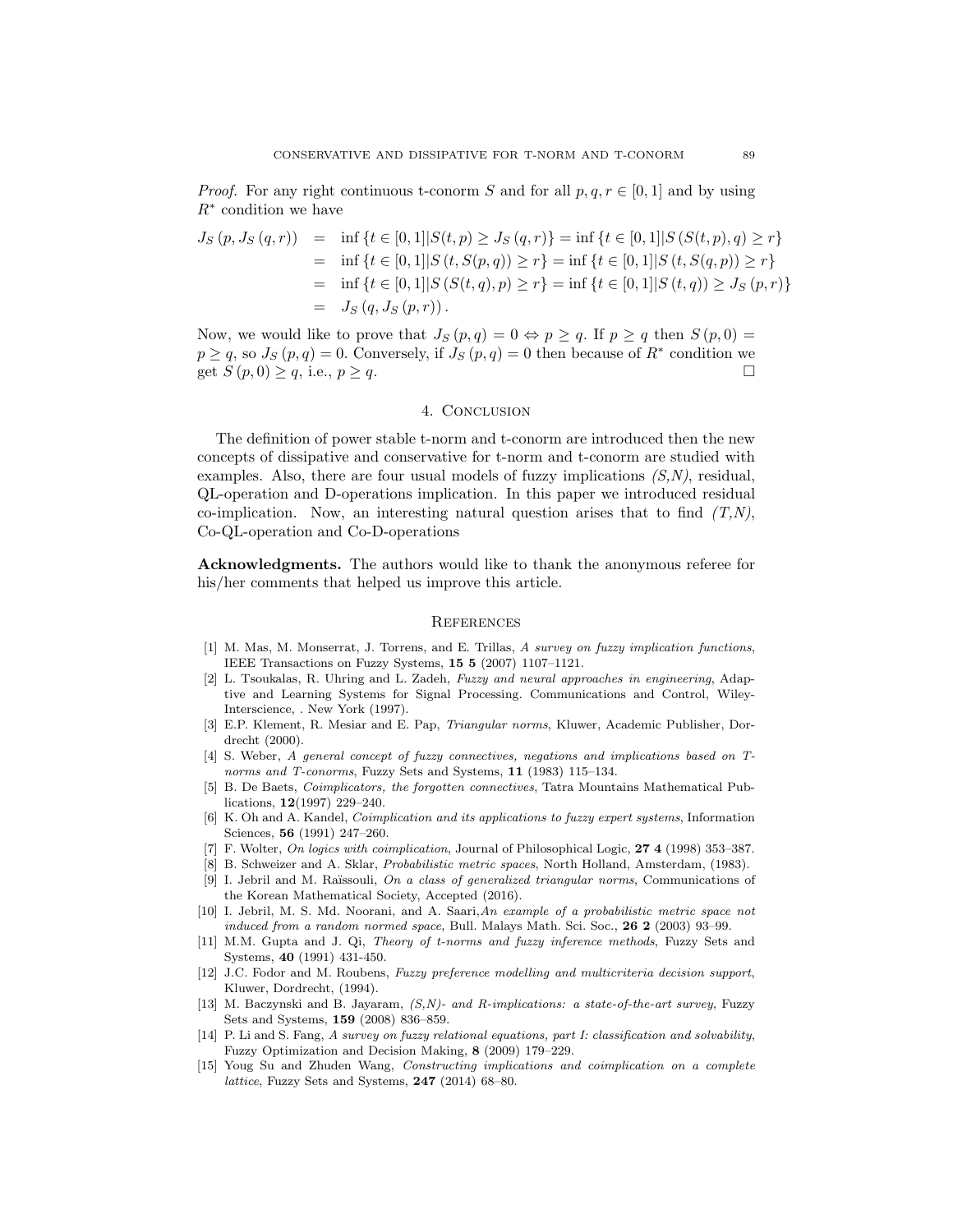*Proof.* For any right continuous t-conorm $S$ and for all $p, q, r \in [0, 1]$ and by using $R^*$ condition we have

$$
\begin{aligned}
J_S(p, J_S(q, r)) &= \inf\{t \in [0,1] | S(t, p) \geq J_S(q, r)\} = \inf\{t \in [0,1] | S(S(t, p), q) \geq r\} \\
&= \inf\{t \in [0,1] | S(t, S(p, q)) \geq r\} = \inf\{t \in [0,1] | S(t, S(q, p)) \geq r\} \\
&= \inf\{t \in [0,1] | S(S(t, q), p) \geq r\} = \inf\{t \in [0,1] | S(t, q)) \geq J_S(p, r)\} \\
&= J_S(q, J_S(p, r)).
\end{aligned}
$$

Now, we would like to prove that $J_S(p, q) = 0 \Leftrightarrow p \geq q$. If $p \geq q$ then $S(p, 0) = p \geq q$, so $J_S(p, q) = 0$. Conversely, if $J_S(p, q) = 0$ then because of $R^*$ condition we get $S(p, 0) \geq q$, i.e., $p \geq q$. □

## 4. Conclusion

The definition of power stable t-norm and t-conorm are introduced then the new concepts of dissipative and conservative for t-norm and t-conorm are studied with examples. Also, there are four usual models of fuzzy implications *(S,N)*, residual, QL-operation and D-operations implication. In this paper we introduced residual co-implication. Now, an interesting natural question arises that to find *(T,N)*, Co-QL-operation and Co-D-operations

**Acknowledgments.** The authors would like to thank the anonymous referee for his/her comments that helped us improve this article.

## References

[1] M. Mas, M. Monserrat, J. Torrens, and E. Trillas, *A survey on fuzzy implication functions*, IEEE Transactions on Fuzzy Systems, **15 5** (2007) 1107–1121.

[2] L. Tsoukalas, R. Uhring and L. Zadeh, *Fuzzy and neural approaches in engineering*, Adaptive and Learning Systems for Signal Processing. Communications and Control, Wiley-Interscience, . New York (1997).

[3] E.P. Klement, R. Mesiar and E. Pap, *Triangular norms*, Kluwer, Academic Publisher, Dordrecht (2000).

[4] S. Weber, *A general concept of fuzzy connectives, negations and implications based on T-norms and T-conorms*, Fuzzy Sets and Systems, **11** (1983) 115–134.

[5] B. De Baets, *Coimplicators, the forgotten connectives*, Tatra Mountains Mathematical Publications, **12**(1997) 229–240.

[6] K. Oh and A. Kandel, *Coimplication and its applications to fuzzy expert systems*, Information Sciences, **56** (1991) 247–260.

[7] F. Wolter, *On logics with coimplication*, Journal of Philosophical Logic, **27 4** (1998) 353–387.

[8] B. Schweizer and A. Sklar, *Probabilistic metric spaces*, North Holland, Amsterdam, (1983).

[9] I. Jebril and M. Raïssouli, *On a class of generalized triangular norms*, Communications of the Korean Mathematical Society, Accepted (2016).

[10] I. Jebril, M. S. Md. Noorani, and A. Saari,*An example of a probabilistic metric space not induced from a random normed space*, Bull. Malays Math. Sci. Soc., **26 2** (2003) 93–99.

[11] M.M. Gupta and J. Qi, *Theory of t-norms and fuzzy inference methods*, Fuzzy Sets and Systems, **40** (1991) 431-450.

[12] J.C. Fodor and M. Roubens, *Fuzzy preference modelling and multicriteria decision support*, Kluwer, Dordrecht, (1994).

[13] M. Baczynski and B. Jayaram, *(S,N)- and R-implications: a state-of-the-art survey*, Fuzzy Sets and Systems, **159** (2008) 836–859.

[14] P. Li and S. Fang, *A survey on fuzzy relational equations, part I: classification and solvability*, Fuzzy Optimization and Decision Making, **8** (2009) 179–229.

[15] Youg Su and Zhuden Wang, *Constructing implications and coimplication on a complete lattice*, Fuzzy Sets and Systems, **247** (2014) 68–80.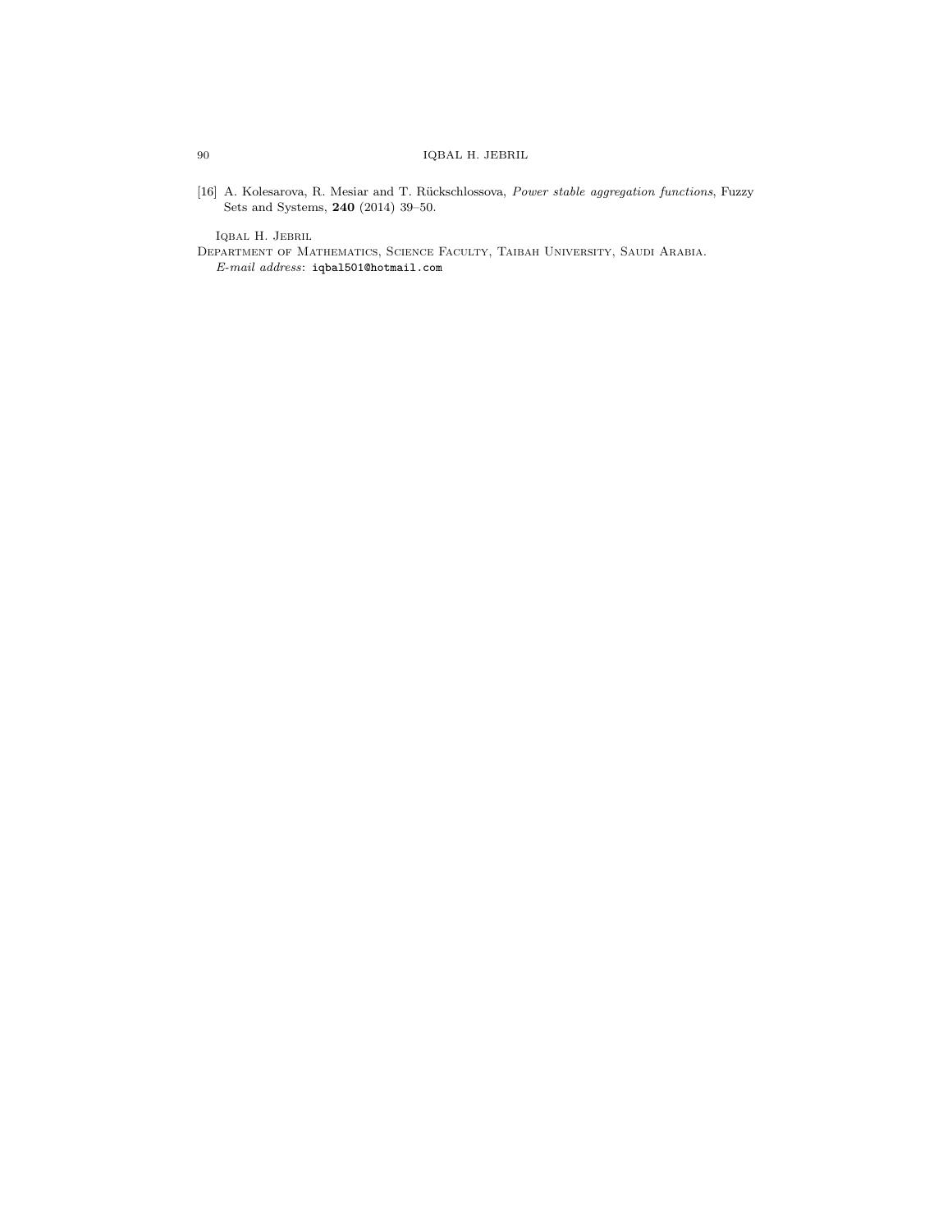[16] A. Kolesarova, R. Mesiar and T. Rückschlossova, *Power stable aggregation functions*, Fuzzy Sets and Systems, **240** (2014) 39–50.

Iqbal H. Jebril

Department of Mathematics, Science Faculty, Taibah University, Saudi Arabia.

*E-mail address*: `iqbal501@hotmail.com`